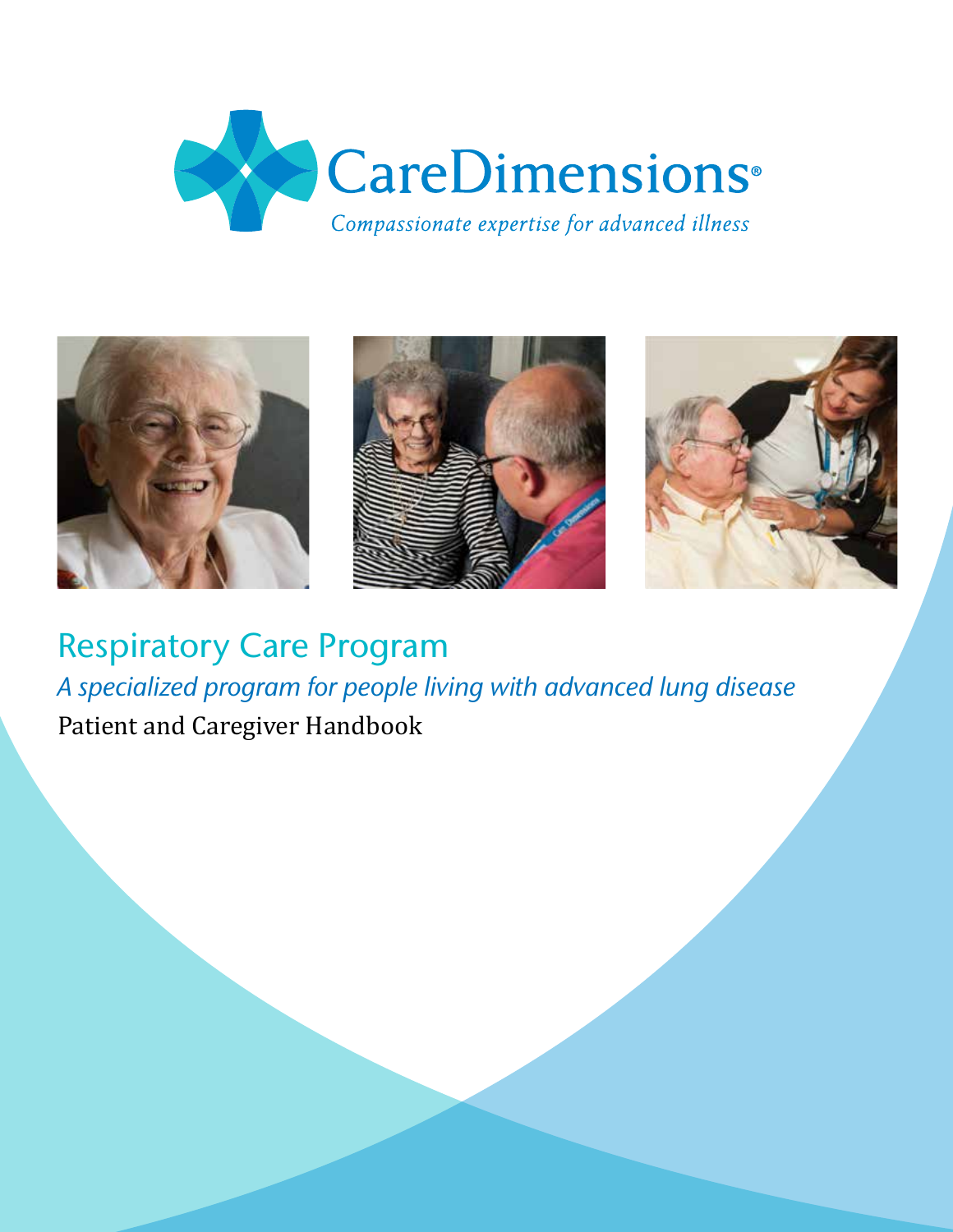CareDimensions®

*Compassionate expertise for advanced illness*

# Respiratory Care Program

*A specialized program for people living with advanced lung disease*

Patient and Caregiver Handbook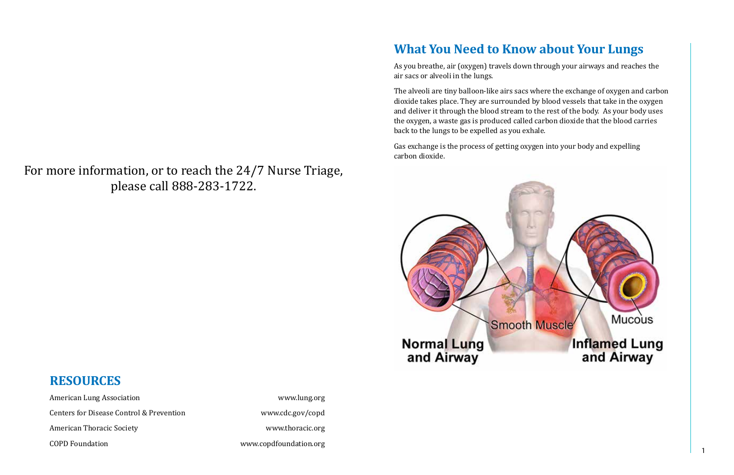For more information, or to reach the 24/7 Nurse Triage, please call 888-283-1722.

## RESOURCES

| | |
|---|---|
| American Lung Association | www.lung.org |
| Centers for Disease Control & Prevention | www.cdc.gov/copd |
| American Thoracic Society | www.thoracic.org |
| COPD Foundation | www.copdfoundation.org |

## What You Need to Know about Your Lungs

As you breathe, air (oxygen) travels down through your airways and reaches the air sacs or alveoli in the lungs.

The alveoli are tiny balloon-like airs sacs where the exchange of oxygen and carbon dioxide takes place. They are surrounded by blood vessels that take in the oxygen and deliver it through the blood stream to the rest of the body. As your body uses the oxygen, a waste gas is produced called carbon dioxide that the blood carries back to the lungs to be expelled as you exhale.

Gas exchange is the process of getting oxygen into your body and expelling carbon dioxide.

Smooth Muscle

Mucous

Normal Lung and Airway

Inflamed Lung and Airway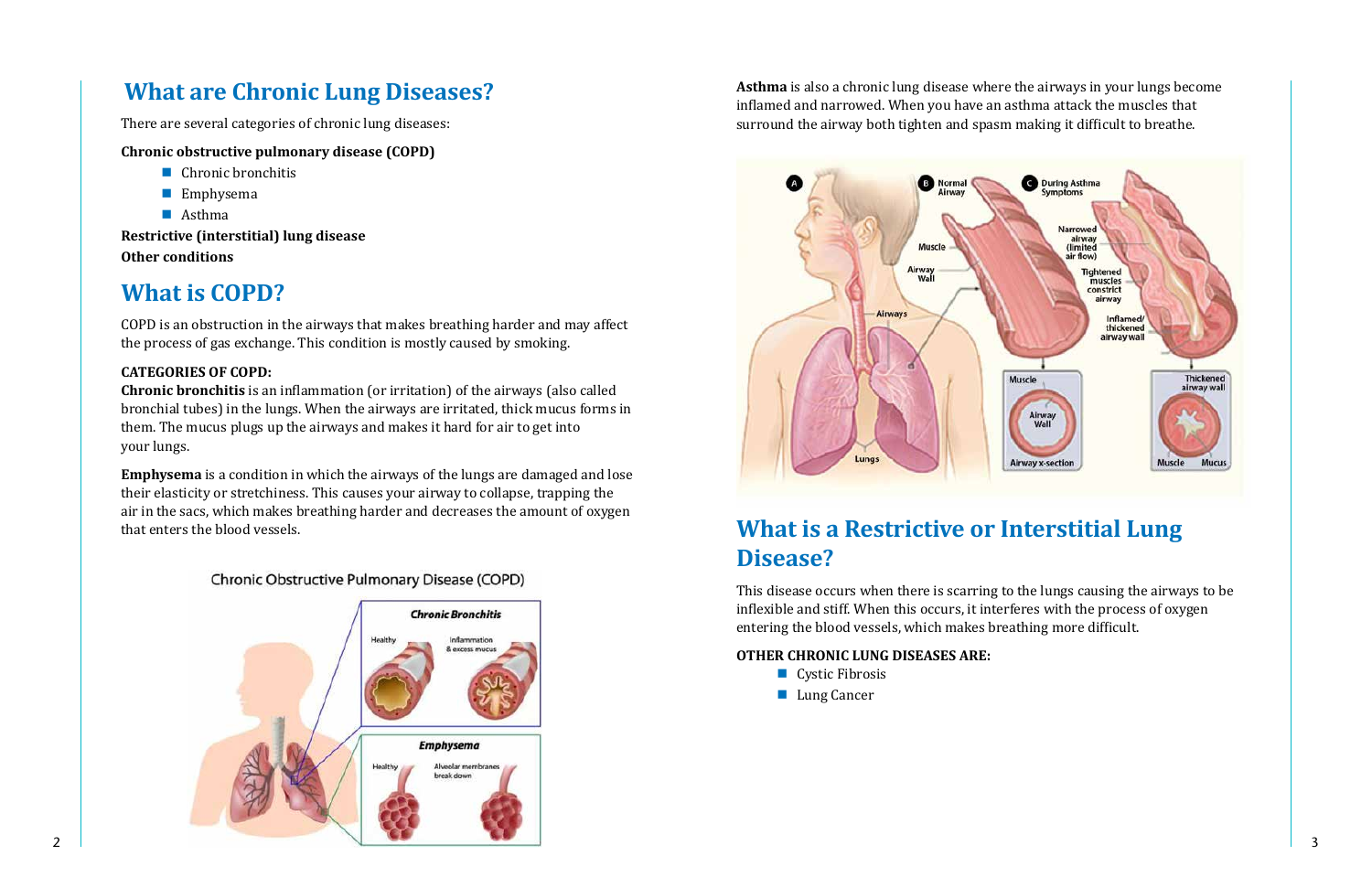## What are Chronic Lung Diseases?

There are several categories of chronic lung diseases:

**Chronic obstructive pulmonary disease (COPD)**

- Chronic bronchitis
- Emphysema
- Asthma

**Restrictive (interstitial) lung disease**

**Other conditions**

## What is COPD?

COPD is an obstruction in the airways that makes breathing harder and may affect the process of gas exchange. This condition is mostly caused by smoking.

**CATEGORIES OF COPD:**

**Chronic bronchitis** is an inflammation (or irritation) of the airways (also called bronchial tubes) in the lungs. When the airways are irritated, thick mucus forms in them. The mucus plugs up the airways and makes it hard for air to get into your lungs.

**Emphysema** is a condition in which the airways of the lungs are damaged and lose their elasticity or stretchiness. This causes your airway to collapse, trapping the air in the sacs, which makes breathing harder and decreases the amount of oxygen that enters the blood vessels.

**Asthma** is also a chronic lung disease where the airways in your lungs become inflamed and narrowed. When you have an asthma attack the muscles that surround the airway both tighten and spasm making it difficult to breathe.

## What is a Restrictive or Interstitial Lung Disease?

This disease occurs when there is scarring to the lungs causing the airways to be inflexible and stiff. When this occurs, it interferes with the process of oxygen entering the blood vessels, which makes breathing more difficult.

**OTHER CHRONIC LUNG DISEASES ARE:**

- Cystic Fibrosis
- Lung Cancer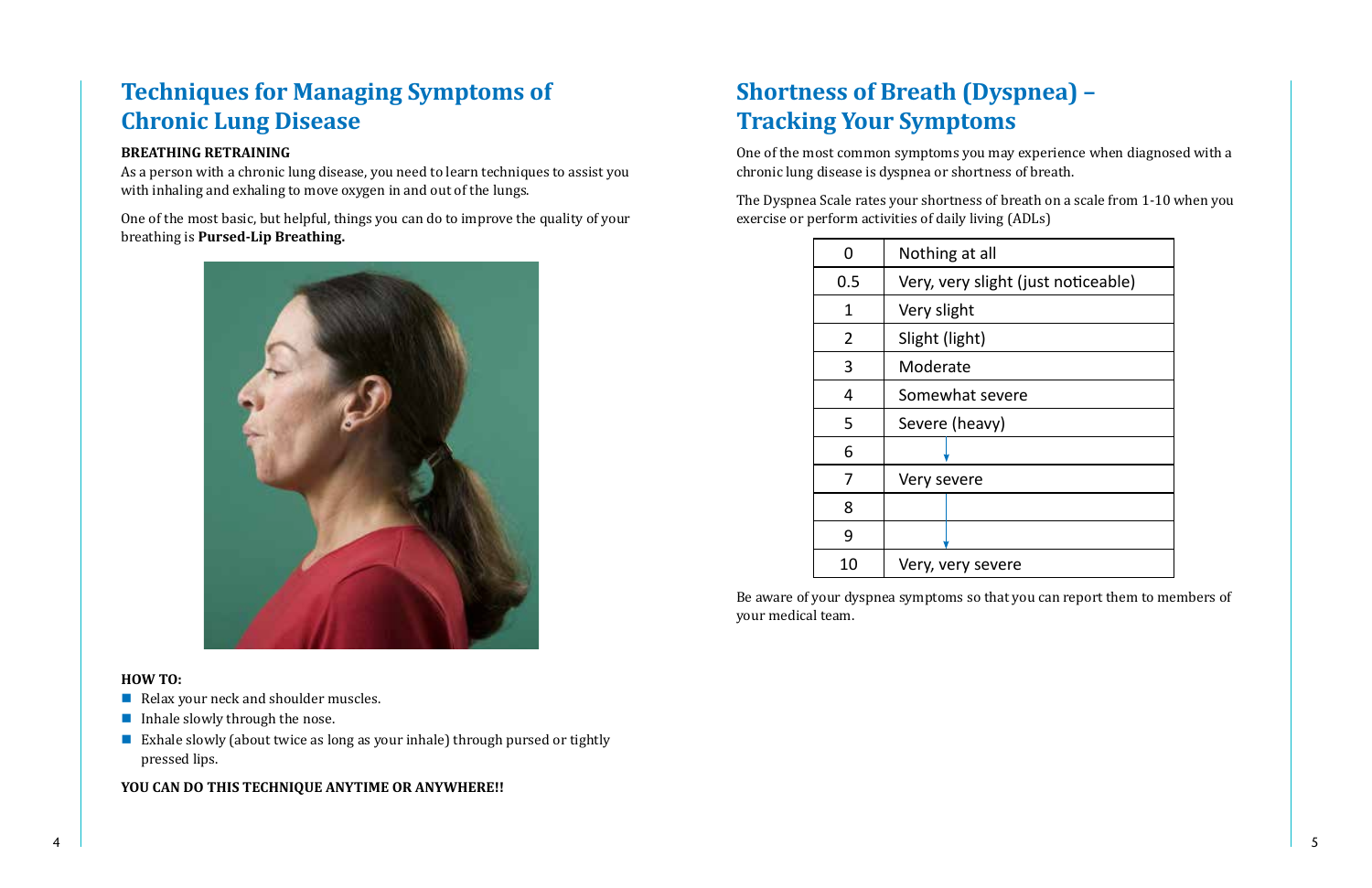## Techniques for Managing Symptoms of Chronic Lung Disease

**BREATHING RETRAINING**

As a person with a chronic lung disease, you need to learn techniques to assist you with inhaling and exhaling to move oxygen in and out of the lungs.

One of the most basic, but helpful, things you can do to improve the quality of your breathing is **Pursed-Lip Breathing.**

**HOW TO:**

- Relax your neck and shoulder muscles.
- Inhale slowly through the nose.
- Exhale slowly (about twice as long as your inhale) through pursed or tightly pressed lips.

**YOU CAN DO THIS TECHNIQUE ANYTIME OR ANYWHERE!!**

## Shortness of Breath (Dyspnea) – Tracking Your Symptoms

One of the most common symptoms you may experience when diagnosed with a chronic lung disease is dyspnea or shortness of breath.

The Dyspnea Scale rates your shortness of breath on a scale from 1-10 when you exercise or perform activities of daily living (ADLs)

| | |
|---|---|
| 0 | Nothing at all |
| 0.5 | Very, very slight (just noticeable) |
| 1 | Very slight |
| 2 | Slight (light) |
| 3 | Moderate |
| 4 | Somewhat severe |
| 5 | Severe (heavy) |
| 6 | ↓ |
| 7 | Very severe |
| 8 | |
| 9 | ↓ |
| 10 | Very, very severe |

Be aware of your dyspnea symptoms so that you can report them to members of your medical team.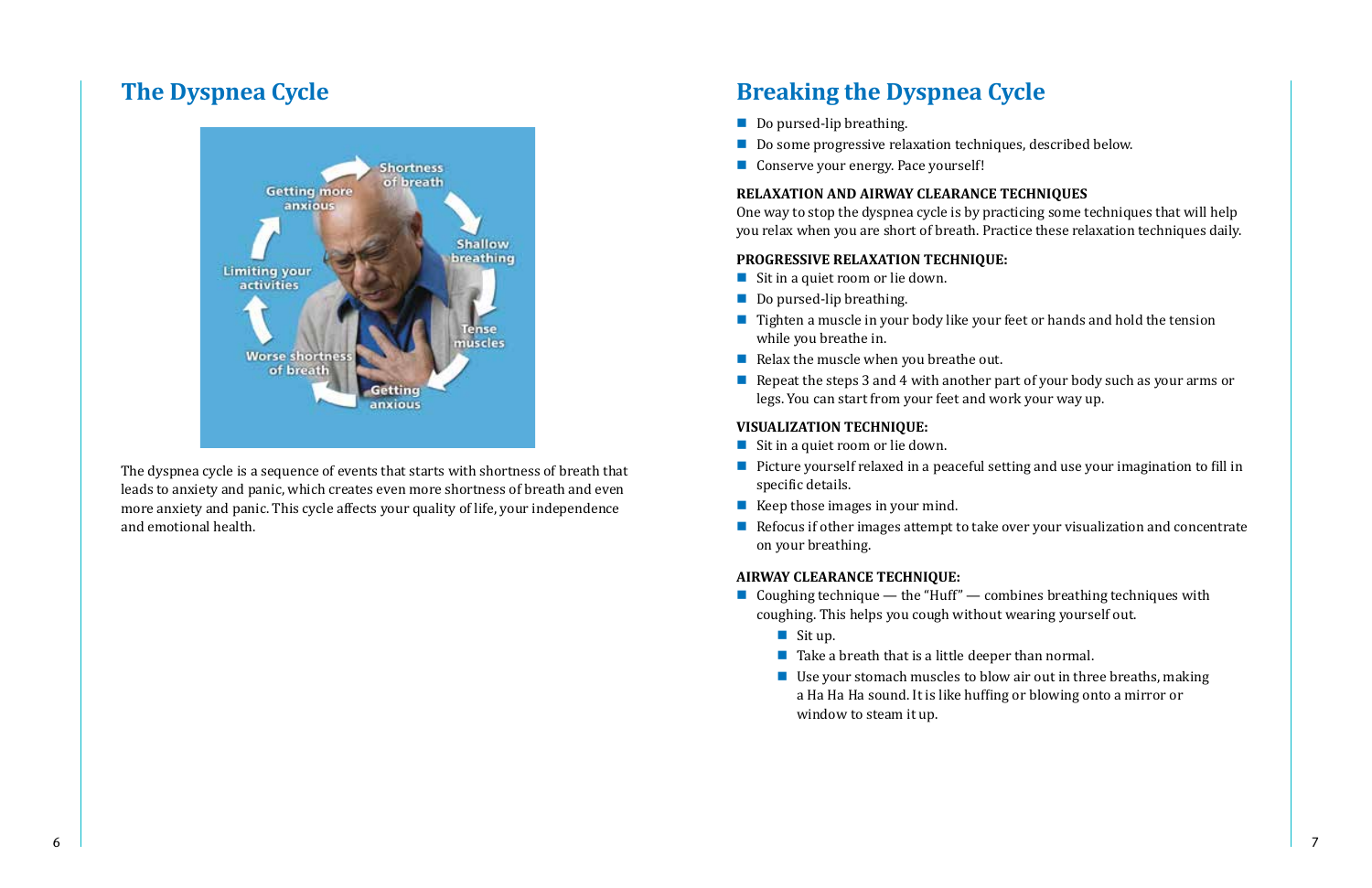## The Dyspnea Cycle

Shortness of breath → Shallow breathing → Tense muscles → Getting anxious → Worse shortness of breath → Limiting your activities → Getting more anxious

The dyspnea cycle is a sequence of events that starts with shortness of breath that leads to anxiety and panic, which creates even more shortness of breath and even more anxiety and panic. This cycle affects your quality of life, your independence and emotional health.

## Breaking the Dyspnea Cycle

- Do pursed-lip breathing.
- Do some progressive relaxation techniques, described below.
- Conserve your energy. Pace yourself!

**RELAXATION AND AIRWAY CLEARANCE TECHNIQUES**

One way to stop the dyspnea cycle is by practicing some techniques that will help you relax when you are short of breath. Practice these relaxation techniques daily.

**PROGRESSIVE RELAXATION TECHNIQUE:**

- Sit in a quiet room or lie down.
- Do pursed-lip breathing.
- Tighten a muscle in your body like your feet or hands and hold the tension while you breathe in.
- Relax the muscle when you breathe out.
- Repeat the steps 3 and 4 with another part of your body such as your arms or legs. You can start from your feet and work your way up.

**VISUALIZATION TECHNIQUE:**

- Sit in a quiet room or lie down.
- Picture yourself relaxed in a peaceful setting and use your imagination to fill in specific details.
- Keep those images in your mind.
- Refocus if other images attempt to take over your visualization and concentrate on your breathing.

**AIRWAY CLEARANCE TECHNIQUE:**

- Coughing technique — the "Huff" — combines breathing techniques with coughing. This helps you cough without wearing yourself out.
  - Sit up.
  - Take a breath that is a little deeper than normal.
  - Use your stomach muscles to blow air out in three breaths, making a Ha Ha Ha sound. It is like huffing or blowing onto a mirror or window to steam it up.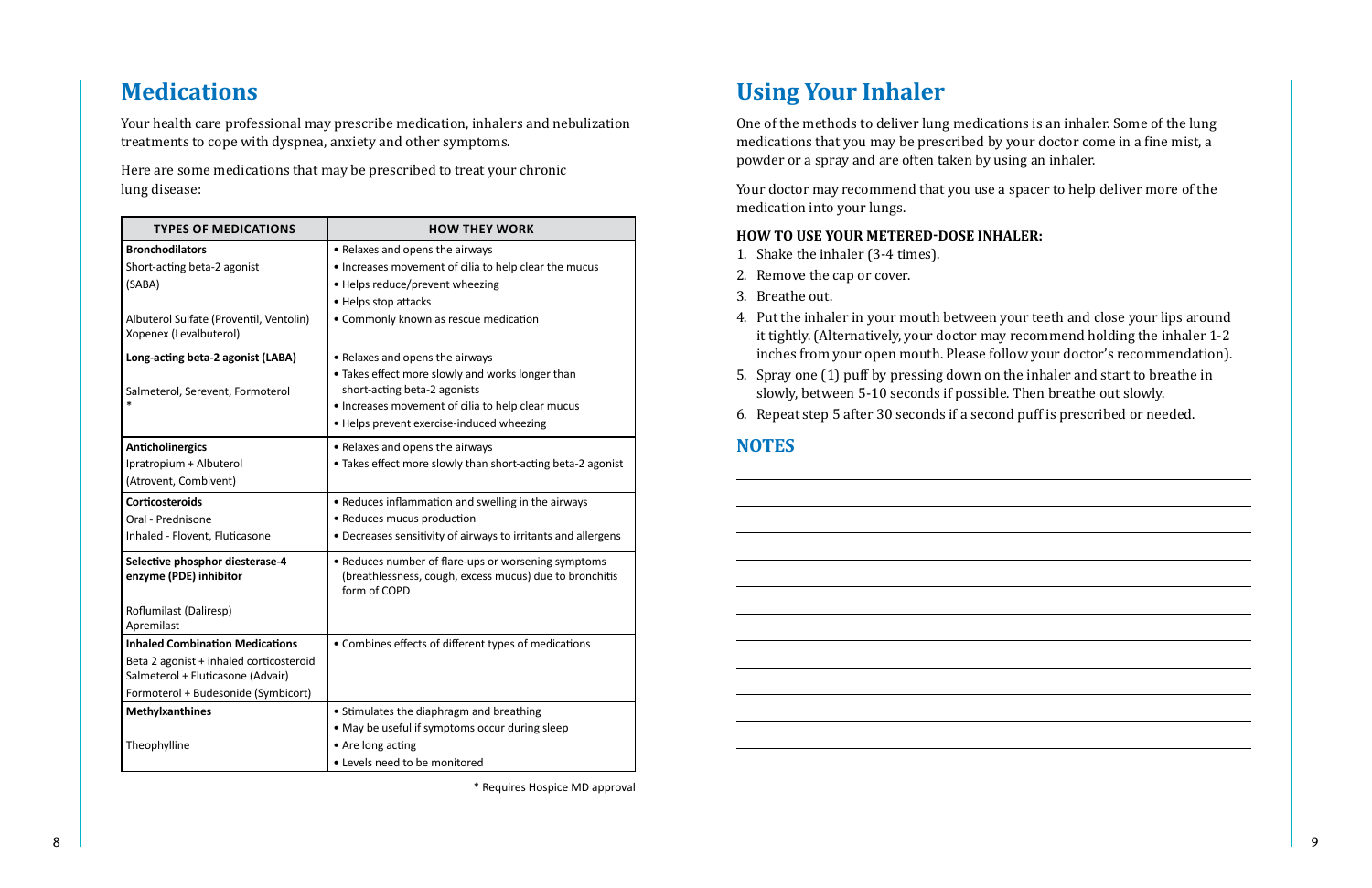## Medications

Your health care professional may prescribe medication, inhalers and nebulization treatments to cope with dyspnea, anxiety and other symptoms.

Here are some medications that may be prescribed to treat your chronic lung disease:

| TYPES OF MEDICATIONS | HOW THEY WORK |
|---|---|
| **Bronchodilators**<br>Short-acting beta-2 agonist<br>(SABA)<br><br>Albuterol Sulfate (Proventil, Ventolin)<br>Xopenex (Levalbuterol) | • Relaxes and opens the airways<br>• Increases movement of cilia to help clear the mucus<br>• Helps reduce/prevent wheezing<br>• Helps stop attacks<br>• Commonly known as rescue medication |
| **Long-acting beta-2 agonist (LABA)**<br><br>Salmeterol, Serevent, Formoterol<br>* | • Relaxes and opens the airways<br>• Takes effect more slowly and works longer than short-acting beta-2 agonists<br>• Increases movement of cilia to help clear mucus<br>• Helps prevent exercise-induced wheezing |
| **Anticholinergics**<br>Ipratropium + Albuterol<br>(Atrovent, Combivent) | • Relaxes and opens the airways<br>• Takes effect more slowly than short-acting beta-2 agonist |
| **Corticosteroids**<br>Oral - Prednisone<br>Inhaled - Flovent, Fluticasone | • Reduces inflammation and swelling in the airways<br>• Reduces mucus production<br>• Decreases sensitivity of airways to irritants and allergens |
| **Selective phosphor diesterase-4 enzyme (PDE) inhibitor**<br><br>Roflumilast (Daliresp)<br>Apremilast | • Reduces number of flare-ups or worsening symptoms (breathlessness, cough, excess mucus) due to bronchitis form of COPD |
| **Inhaled Combination Medications**<br>Beta 2 agonist + inhaled corticosteroid<br>Salmeterol + Fluticasone (Advair)<br>Formoterol + Budesonide (Symbicort) | • Combines effects of different types of medications |
| **Methylxanthines**<br><br>Theophylline | • Stimulates the diaphragm and breathing<br>• May be useful if symptoms occur during sleep<br>• Are long acting<br>• Levels need to be monitored |

* Requires Hospice MD approval

## Using Your Inhaler

One of the methods to deliver lung medications is an inhaler. Some of the lung medications that you may be prescribed by your doctor come in a fine mist, a powder or a spray and are often taken by using an inhaler.

Your doctor may recommend that you use a spacer to help deliver more of the medication into your lungs.

**HOW TO USE YOUR METERED-DOSE INHALER:**

1. Shake the inhaler (3-4 times).
2. Remove the cap or cover.
3. Breathe out.
4. Put the inhaler in your mouth between your teeth and close your lips around it tightly. (Alternatively, your doctor may recommend holding the inhaler 1-2 inches from your open mouth. Please follow your doctor's recommendation).
5. Spray one (1) puff by pressing down on the inhaler and start to breathe in slowly, between 5-10 seconds if possible. Then breathe out slowly.
6. Repeat step 5 after 30 seconds if a second puff is prescribed or needed.

### NOTES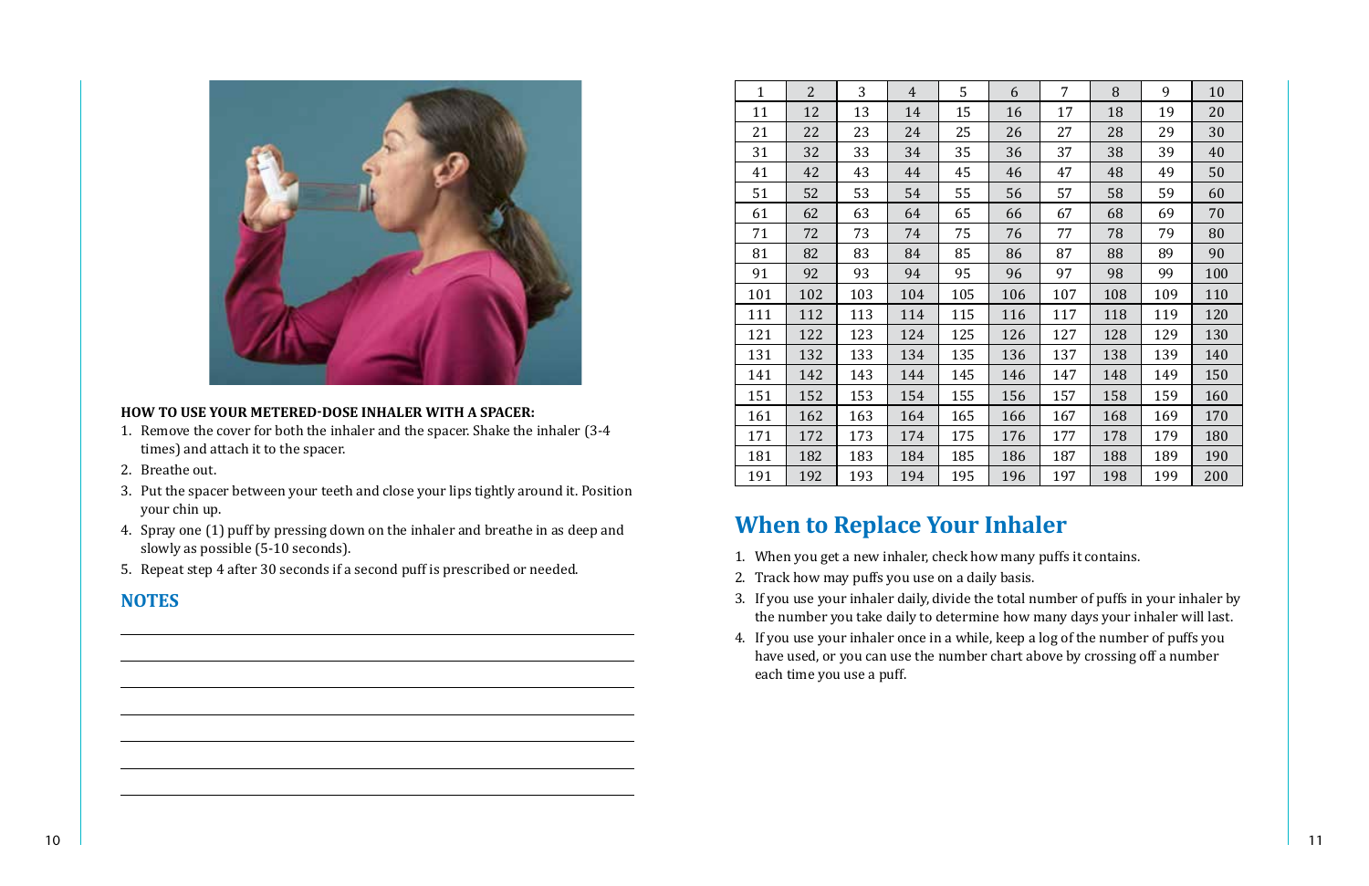**HOW TO USE YOUR METERED-DOSE INHALER WITH A SPACER:**

1. Remove the cover for both the inhaler and the spacer. Shake the inhaler (3-4 times) and attach it to the spacer.
2. Breathe out.
3. Put the spacer between your teeth and close your lips tightly around it. Position your chin up.
4. Spray one (1) puff by pressing down on the inhaler and breathe in as deep and slowly as possible (5-10 seconds).
5. Repeat step 4 after 30 seconds if a second puff is prescribed or needed.

## NOTES

| 1 | 2 | 3 | 4 | 5 | 6 | 7 | 8 | 9 | 10 |
|---|---|---|---|---|---|---|---|---|---|
| 11 | 12 | 13 | 14 | 15 | 16 | 17 | 18 | 19 | 20 |
| 21 | 22 | 23 | 24 | 25 | 26 | 27 | 28 | 29 | 30 |
| 31 | 32 | 33 | 34 | 35 | 36 | 37 | 38 | 39 | 40 |
| 41 | 42 | 43 | 44 | 45 | 46 | 47 | 48 | 49 | 50 |
| 51 | 52 | 53 | 54 | 55 | 56 | 57 | 58 | 59 | 60 |
| 61 | 62 | 63 | 64 | 65 | 66 | 67 | 68 | 69 | 70 |
| 71 | 72 | 73 | 74 | 75 | 76 | 77 | 78 | 79 | 80 |
| 81 | 82 | 83 | 84 | 85 | 86 | 87 | 88 | 89 | 90 |
| 91 | 92 | 93 | 94 | 95 | 96 | 97 | 98 | 99 | 100 |
| 101 | 102 | 103 | 104 | 105 | 106 | 107 | 108 | 109 | 110 |
| 111 | 112 | 113 | 114 | 115 | 116 | 117 | 118 | 119 | 120 |
| 121 | 122 | 123 | 124 | 125 | 126 | 127 | 128 | 129 | 130 |
| 131 | 132 | 133 | 134 | 135 | 136 | 137 | 138 | 139 | 140 |
| 141 | 142 | 143 | 144 | 145 | 146 | 147 | 148 | 149 | 150 |
| 151 | 152 | 153 | 154 | 155 | 156 | 157 | 158 | 159 | 160 |
| 161 | 162 | 163 | 164 | 165 | 166 | 167 | 168 | 169 | 170 |
| 171 | 172 | 173 | 174 | 175 | 176 | 177 | 178 | 179 | 180 |
| 181 | 182 | 183 | 184 | 185 | 186 | 187 | 188 | 189 | 190 |
| 191 | 192 | 193 | 194 | 195 | 196 | 197 | 198 | 199 | 200 |

## When to Replace Your Inhaler

1. When you get a new inhaler, check how many puffs it contains.
2. Track how may puffs you use on a daily basis.
3. If you use your inhaler daily, divide the total number of puffs in your inhaler by the number you take daily to determine how many days your inhaler will last.
4. If you use your inhaler once in a while, keep a log of the number of puffs you have used, or you can use the number chart above by crossing off a number each time you use a puff.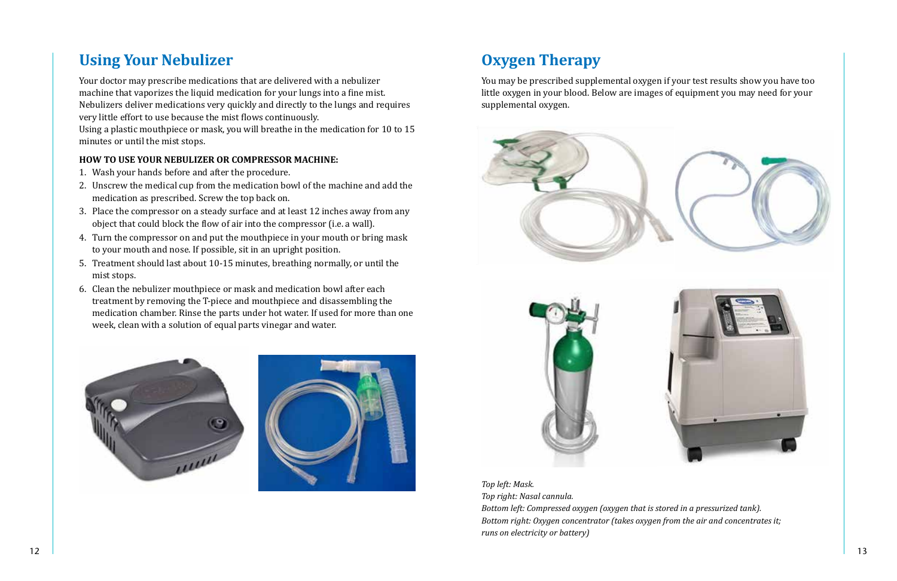## Using Your Nebulizer

Your doctor may prescribe medications that are delivered with a nebulizer machine that vaporizes the liquid medication for your lungs into a fine mist. Nebulizers deliver medications very quickly and directly to the lungs and requires very little effort to use because the mist flows continuously.
Using a plastic mouthpiece or mask, you will breathe in the medication for 10 to 15 minutes or until the mist stops.

**HOW TO USE YOUR NEBULIZER OR COMPRESSOR MACHINE:**

1. Wash your hands before and after the procedure.
2. Unscrew the medical cup from the medication bowl of the machine and add the medication as prescribed. Screw the top back on.
3. Place the compressor on a steady surface and at least 12 inches away from any object that could block the flow of air into the compressor (i.e. a wall).
4. Turn the compressor on and put the mouthpiece in your mouth or bring mask to your mouth and nose. If possible, sit in an upright position.
5. Treatment should last about 10-15 minutes, breathing normally, or until the mist stops.
6. Clean the nebulizer mouthpiece or mask and medication bowl after each treatment by removing the T-piece and mouthpiece and disassembling the medication chamber. Rinse the parts under hot water. If used for more than one week, clean with a solution of equal parts vinegar and water.

## Oxygen Therapy

You may be prescribed supplemental oxygen if your test results show you have too little oxygen in your blood. Below are images of equipment you may need for your supplemental oxygen.

*Top left: Mask.*
*Top right: Nasal cannula.*
*Bottom left: Compressed oxygen (oxygen that is stored in a pressurized tank).*
*Bottom right: Oxygen concentrator (takes oxygen from the air and concentrates it; runs on electricity or battery)*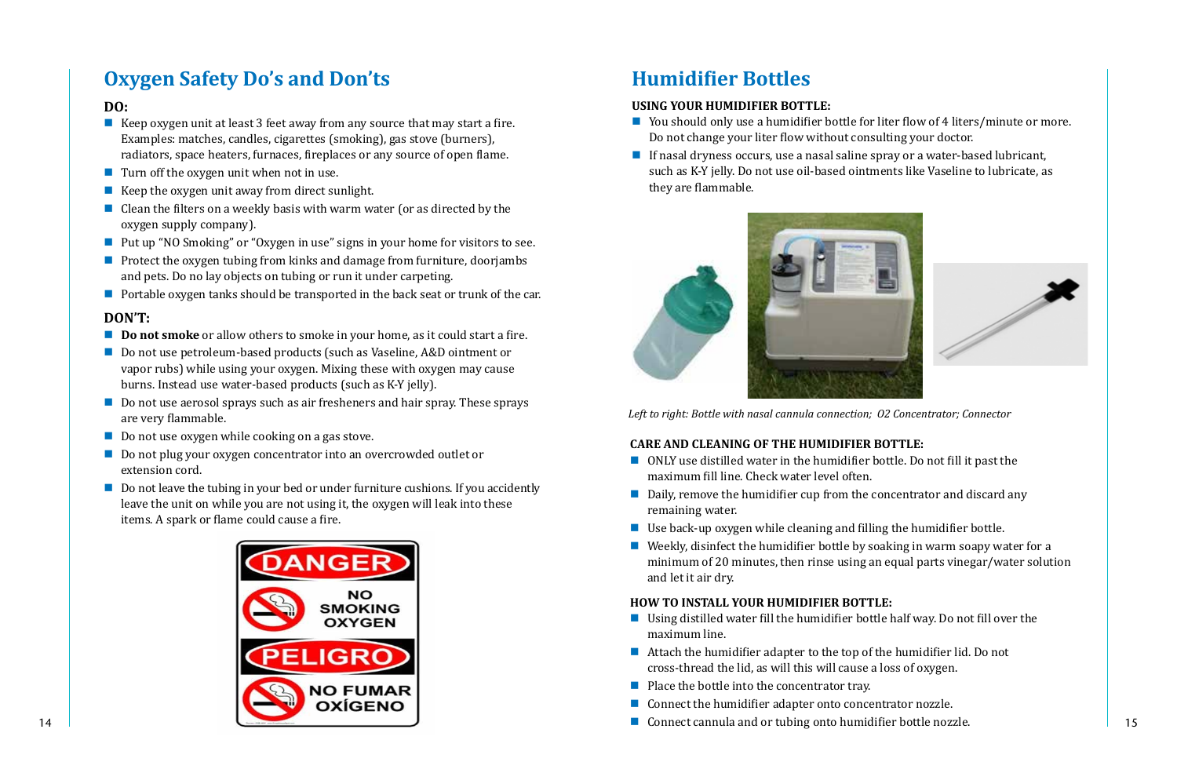## Oxygen Safety Do's and Don'ts

**DO:**

- Keep oxygen unit at least 3 feet away from any source that may start a fire. Examples: matches, candles, cigarettes (smoking), gas stove (burners), radiators, space heaters, furnaces, fireplaces or any source of open flame.
- Turn off the oxygen unit when not in use.
- Keep the oxygen unit away from direct sunlight.
- Clean the filters on a weekly basis with warm water (or as directed by the oxygen supply company).
- Put up "NO Smoking" or "Oxygen in use" signs in your home for visitors to see.
- Protect the oxygen tubing from kinks and damage from furniture, doorjambs and pets. Do no lay objects on tubing or run it under carpeting.
- Portable oxygen tanks should be transported in the back seat or trunk of the car.

**DON'T:**

- **Do not smoke** or allow others to smoke in your home, as it could start a fire.
- Do not use petroleum-based products (such as Vaseline, A&D ointment or vapor rubs) while using your oxygen. Mixing these with oxygen may cause burns. Instead use water-based products (such as K-Y jelly).
- Do not use aerosol sprays such as air fresheners and hair spray. These sprays are very flammable.
- Do not use oxygen while cooking on a gas stove.
- Do not plug your oxygen concentrator into an overcrowded outlet or extension cord.
- Do not leave the tubing in your bed or under furniture cushions. If you accidently leave the unit on while you are not using it, the oxygen will leak into these items. A spark or flame could cause a fire.

DANGER
NO SMOKING OXYGEN
PELIGRO
NO FUMAR OXÍGENO

## Humidifier Bottles

**USING YOUR HUMIDIFIER BOTTLE:**

- You should only use a humidifier bottle for liter flow of 4 liters/minute or more. Do not change your liter flow without consulting your doctor.
- If nasal dryness occurs, use a nasal saline spray or a water-based lubricant, such as K-Y jelly. Do not use oil-based ointments like Vaseline to lubricate, as they are flammable.

*Left to right: Bottle with nasal cannula connection; O2 Concentrator; Connector*

**CARE AND CLEANING OF THE HUMIDIFIER BOTTLE:**

- ONLY use distilled water in the humidifier bottle. Do not fill it past the maximum fill line. Check water level often.
- Daily, remove the humidifier cup from the concentrator and discard any remaining water.
- Use back-up oxygen while cleaning and filling the humidifier bottle.
- Weekly, disinfect the humidifier bottle by soaking in warm soapy water for a minimum of 20 minutes, then rinse using an equal parts vinegar/water solution and let it air dry.

**HOW TO INSTALL YOUR HUMIDIFIER BOTTLE:**

- Using distilled water fill the humidifier bottle half way. Do not fill over the maximum line.
- Attach the humidifier adapter to the top of the humidifier lid. Do not cross-thread the lid, as will this will cause a loss of oxygen.
- Place the bottle into the concentrator tray.
- Connect the humidifier adapter onto concentrator nozzle.
- Connect cannula and or tubing onto humidifier bottle nozzle.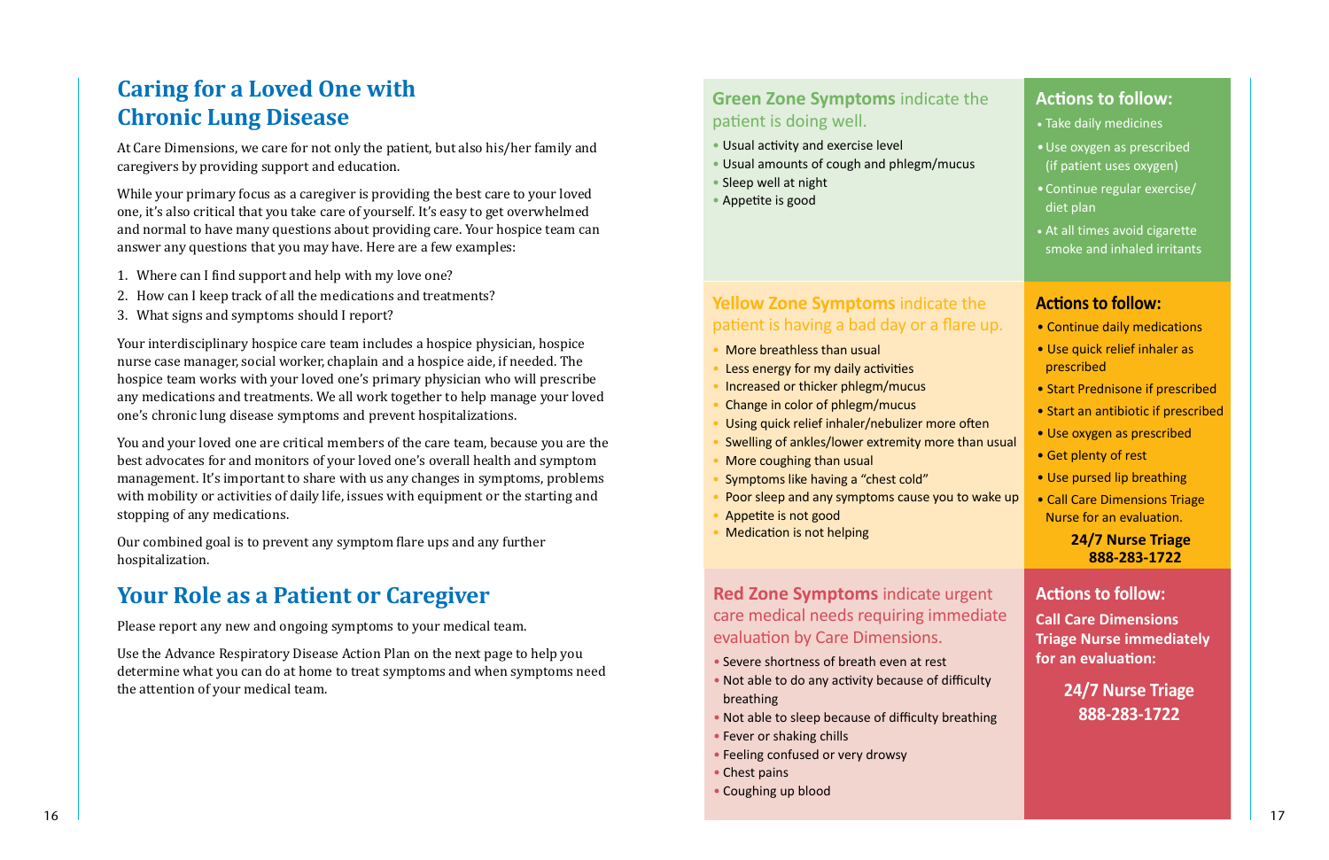## Caring for a Loved One with Chronic Lung Disease

At Care Dimensions, we care for not only the patient, but also his/her family and caregivers by providing support and education.

While your primary focus as a caregiver is providing the best care to your loved one, it's also critical that you take care of yourself. It's easy to get overwhelmed and normal to have many questions about providing care. Your hospice team can answer any questions that you may have. Here are a few examples:

1. Where can I find support and help with my love one?
2. How can I keep track of all the medications and treatments?
3. What signs and symptoms should I report?

Your interdisciplinary hospice care team includes a hospice physician, hospice nurse case manager, social worker, chaplain and a hospice aide, if needed. The hospice team works with your loved one's primary physician who will prescribe any medications and treatments. We all work together to help manage your loved one's chronic lung disease symptoms and prevent hospitalizations.

You and your loved one are critical members of the care team, because you are the best advocates for and monitors of your loved one's overall health and symptom management. It's important to share with us any changes in symptoms, problems with mobility or activities of daily life, issues with equipment or the starting and stopping of any medications.

Our combined goal is to prevent any symptom flare ups and any further hospitalization.

## Your Role as a Patient or Caregiver

Please report any new and ongoing symptoms to your medical team.

Use the Advance Respiratory Disease Action Plan on the next page to help you determine what you can do at home to treat symptoms and when symptoms need the attention of your medical team.

| Symptoms | Actions to follow: |
|---|---|
| **Green Zone Symptoms** indicate the patient is doing well.<br>• Usual activity and exercise level<br>• Usual amounts of cough and phlegm/mucus<br>• Sleep well at night<br>• Appetite is good | • Take daily medicines<br>• Use oxygen as prescribed (if patient uses oxygen)<br>• Continue regular exercise/ diet plan<br>• At all times avoid cigarette smoke and inhaled irritants |
| **Yellow Zone Symptoms** indicate the patient is having a bad day or a flare up.<br>• More breathless than usual<br>• Less energy for my daily activities<br>• Increased or thicker phlegm/mucus<br>• Change in color of phlegm/mucus<br>• Using quick relief inhaler/nebulizer more often<br>• Swelling of ankles/lower extremity more than usual<br>• More coughing than usual<br>• Symptoms like having a "chest cold"<br>• Poor sleep and any symptoms cause you to wake up<br>• Appetite is not good<br>• Medication is not helping | • Continue daily medications<br>• Use quick relief inhaler as prescribed<br>• Start Prednisone if prescribed<br>• Start an antibiotic if prescribed<br>• Use oxygen as prescribed<br>• Get plenty of rest<br>• Use pursed lip breathing<br>• Call Care Dimensions Triage Nurse for an evaluation.<br>**24/7 Nurse Triage 888-283-1722** |
| **Red Zone Symptoms** indicate urgent care medical needs requiring immediate evaluation by Care Dimensions.<br>• Severe shortness of breath even at rest<br>• Not able to do any activity because of difficulty breathing<br>• Not able to sleep because of difficulty breathing<br>• Fever or shaking chills<br>• Feeling confused or very drowsy<br>• Chest pains<br>• Coughing up blood | **Call Care Dimensions Triage Nurse immediately for an evaluation:**<br>**24/7 Nurse Triage 888-283-1722** |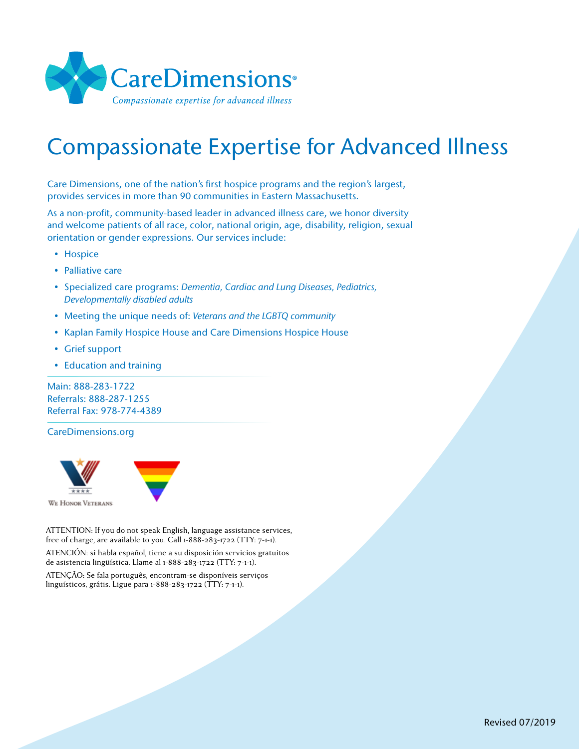CareDimensions®

*Compassionate expertise for advanced illness*

# Compassionate Expertise for Advanced Illness

Care Dimensions, one of the nation's first hospice programs and the region's largest, provides services in more than 90 communities in Eastern Massachusetts.

As a non-profit, community-based leader in advanced illness care, we honor diversity and welcome patients of all race, color, national origin, age, disability, religion, sexual orientation or gender expressions. Our services include:

- Hospice
- Palliative care
- Specialized care programs: *Dementia, Cardiac and Lung Diseases, Pediatrics, Developmentally disabled adults*
- Meeting the unique needs of: *Veterans and the LGBTQ community*
- Kaplan Family Hospice House and Care Dimensions Hospice House
- Grief support
- Education and training

Main: 888-283-1722
Referrals: 888-287-1255
Referral Fax: 978-774-4389

CareDimensions.org

WE HONOR VETERANS

ATTENTION: If you do not speak English, language assistance services, free of charge, are available to you. Call 1-888-283-1722 (TTY: 7-1-1).

ATENCIÓN: si habla español, tiene a su disposición servicios gratuitos de asistencia lingüística. Llame al 1-888-283-1722 (TTY: 7-1-1).

ATENÇÃO: Se fala português, encontram-se disponíveis serviços linguísticos, grátis. Ligue para 1-888-283-1722 (TTY: 7-1-1).

Revised 07/2019